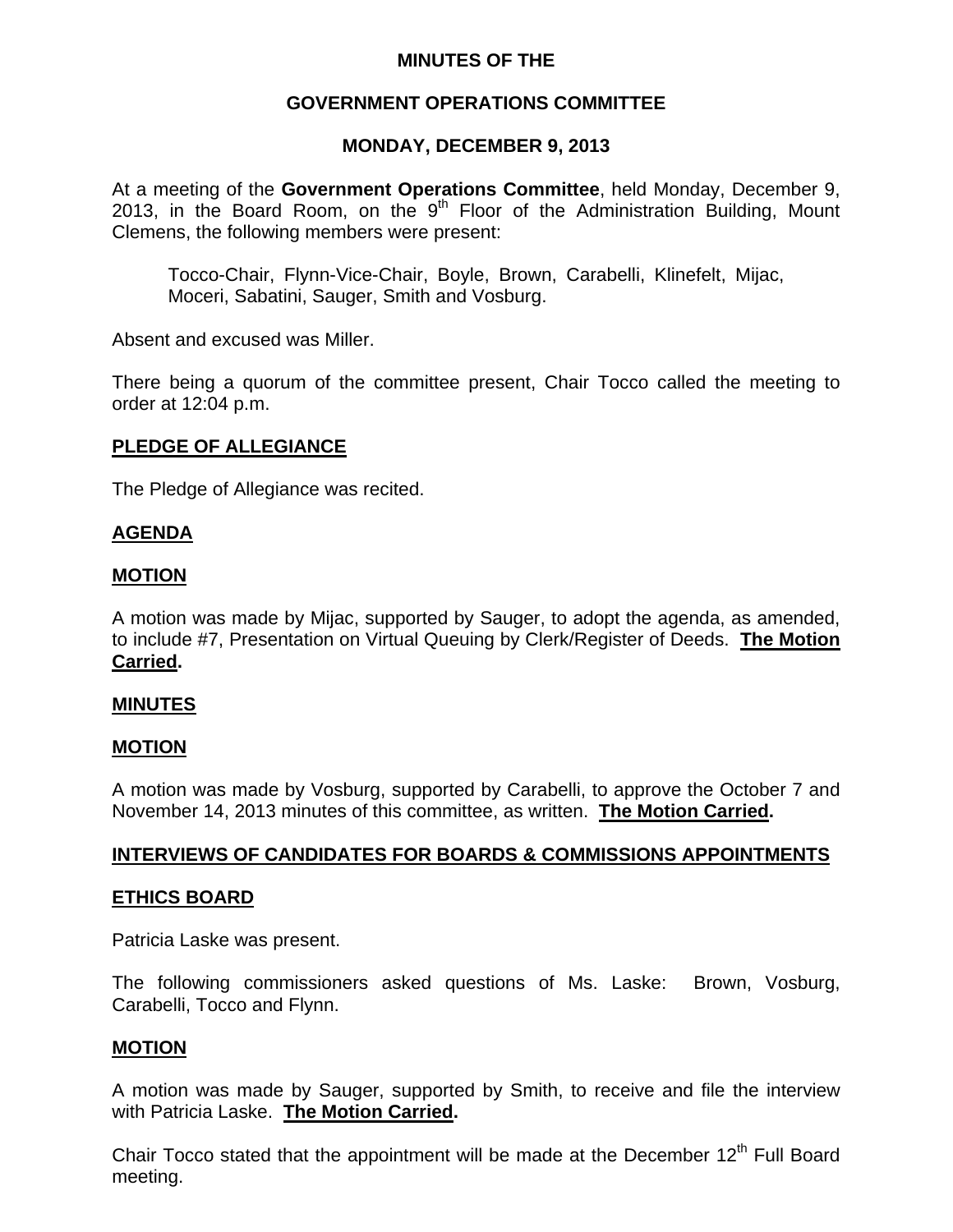# MINUTES OF THE

# GOVERNMENT OPERATIONS COMMITTEE

# MONDAY, DECEMBER 9, 2013

At a meeting of the **Government Operations Committee**, held Monday, December 9, 2013, in the Board Room, on the 9th Floor of the Administration Building, Mount Clemens, the following members were present:

Tocco-Chair, Flynn-Vice-Chair, Boyle, Brown, Carabelli, Klinefelt, Mijac, Moceri, Sabatini, Sauger, Smith and Vosburg.

Absent and excused was Miller.

There being a quorum of the committee present, Chair Tocco called the meeting to order at 12:04 p.m.

## PLEDGE OF ALLEGIANCE

The Pledge of Allegiance was recited.

## AGENDA

## MOTION

A motion was made by Mijac, supported by Sauger, to adopt the agenda, as amended, to include #7, Presentation on Virtual Queuing by Clerk/Register of Deeds. **The Motion Carried.**

## MINUTES

## MOTION

A motion was made by Vosburg, supported by Carabelli, to approve the October 7 and November 14, 2013 minutes of this committee, as written. **The Motion Carried.**

## INTERVIEWS OF CANDIDATES FOR BOARDS & COMMISSIONS APPOINTMENTS

## ETHICS BOARD

Patricia Laske was present.

The following commissioners asked questions of Ms. Laske: Brown, Vosburg, Carabelli, Tocco and Flynn.

## MOTION

A motion was made by Sauger, supported by Smith, to receive and file the interview with Patricia Laske. **The Motion Carried.**

Chair Tocco stated that the appointment will be made at the December 12th Full Board meeting.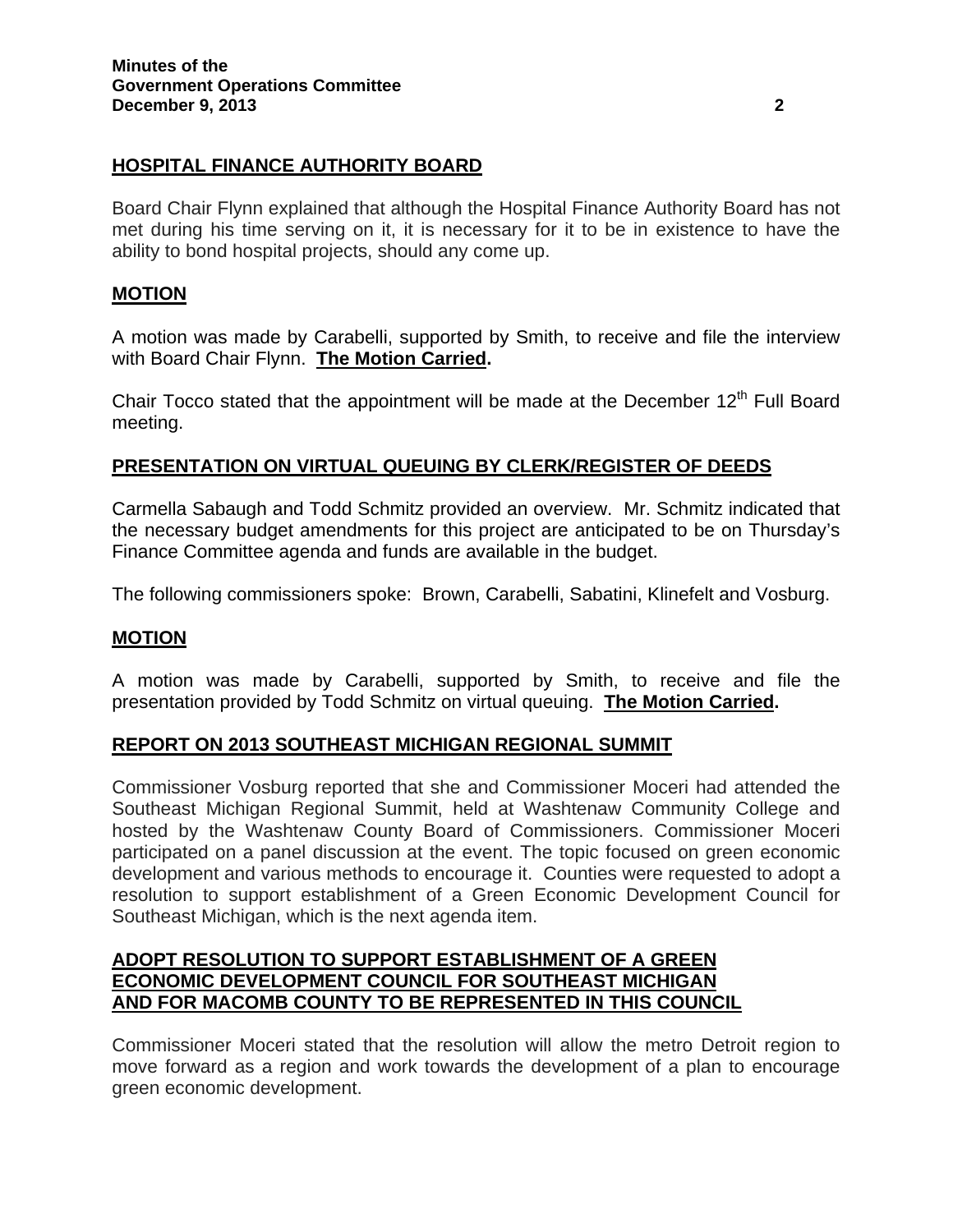## HOSPITAL FINANCE AUTHORITY BOARD

Board Chair Flynn explained that although the Hospital Finance Authority Board has not met during his time serving on it, it is necessary for it to be in existence to have the ability to bond hospital projects, should any come up.

## MOTION

A motion was made by Carabelli, supported by Smith, to receive and file the interview with Board Chair Flynn. **The Motion Carried.**

Chair Tocco stated that the appointment will be made at the December 12th Full Board meeting.

## PRESENTATION ON VIRTUAL QUEUING BY CLERK/REGISTER OF DEEDS

Carmella Sabaugh and Todd Schmitz provided an overview. Mr. Schmitz indicated that the necessary budget amendments for this project are anticipated to be on Thursday's Finance Committee agenda and funds are available in the budget.

The following commissioners spoke: Brown, Carabelli, Sabatini, Klinefelt and Vosburg.

## MOTION

A motion was made by Carabelli, supported by Smith, to receive and file the presentation provided by Todd Schmitz on virtual queuing. **The Motion Carried.**

## REPORT ON 2013 SOUTHEAST MICHIGAN REGIONAL SUMMIT

Commissioner Vosburg reported that she and Commissioner Moceri had attended the Southeast Michigan Regional Summit, held at Washtenaw Community College and hosted by the Washtenaw County Board of Commissioners. Commissioner Moceri participated on a panel discussion at the event. The topic focused on green economic development and various methods to encourage it. Counties were requested to adopt a resolution to support establishment of a Green Economic Development Council for Southeast Michigan, which is the next agenda item.

## ADOPT RESOLUTION TO SUPPORT ESTABLISHMENT OF A GREEN ECONOMIC DEVELOPMENT COUNCIL FOR SOUTHEAST MICHIGAN AND FOR MACOMB COUNTY TO BE REPRESENTED IN THIS COUNCIL

Commissioner Moceri stated that the resolution will allow the metro Detroit region to move forward as a region and work towards the development of a plan to encourage green economic development.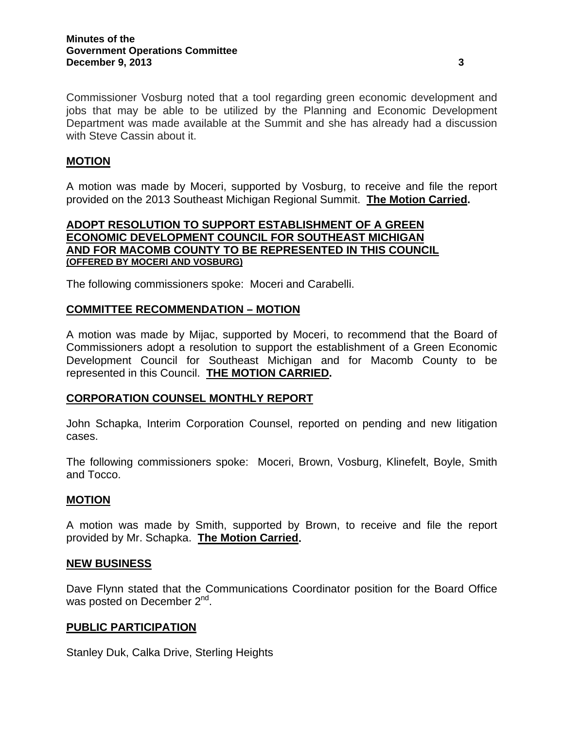Commissioner Vosburg noted that a tool regarding green economic development and jobs that may be able to be utilized by the Planning and Economic Development Department was made available at the Summit and she has already had a discussion with Steve Cassin about it.

## MOTION

A motion was made by Moceri, supported by Vosburg, to receive and file the report provided on the 2013 Southeast Michigan Regional Summit. **The Motion Carried.**

## ADOPT RESOLUTION TO SUPPORT ESTABLISHMENT OF A GREEN ECONOMIC DEVELOPMENT COUNCIL FOR SOUTHEAST MICHIGAN AND FOR MACOMB COUNTY TO BE REPRESENTED IN THIS COUNCIL

**(OFFERED BY MOCERI AND VOSBURG)**

The following commissioners spoke: Moceri and Carabelli.

## COMMITTEE RECOMMENDATION – MOTION

A motion was made by Mijac, supported by Moceri, to recommend that the Board of Commissioners adopt a resolution to support the establishment of a Green Economic Development Council for Southeast Michigan and for Macomb County to be represented in this Council. **THE MOTION CARRIED.**

## CORPORATION COUNSEL MONTHLY REPORT

John Schapka, Interim Corporation Counsel, reported on pending and new litigation cases.

The following commissioners spoke: Moceri, Brown, Vosburg, Klinefelt, Boyle, Smith and Tocco.

## MOTION

A motion was made by Smith, supported by Brown, to receive and file the report provided by Mr. Schapka. **The Motion Carried.**

## NEW BUSINESS

Dave Flynn stated that the Communications Coordinator position for the Board Office was posted on December 2nd.

## PUBLIC PARTICIPATION

Stanley Duk, Calka Drive, Sterling Heights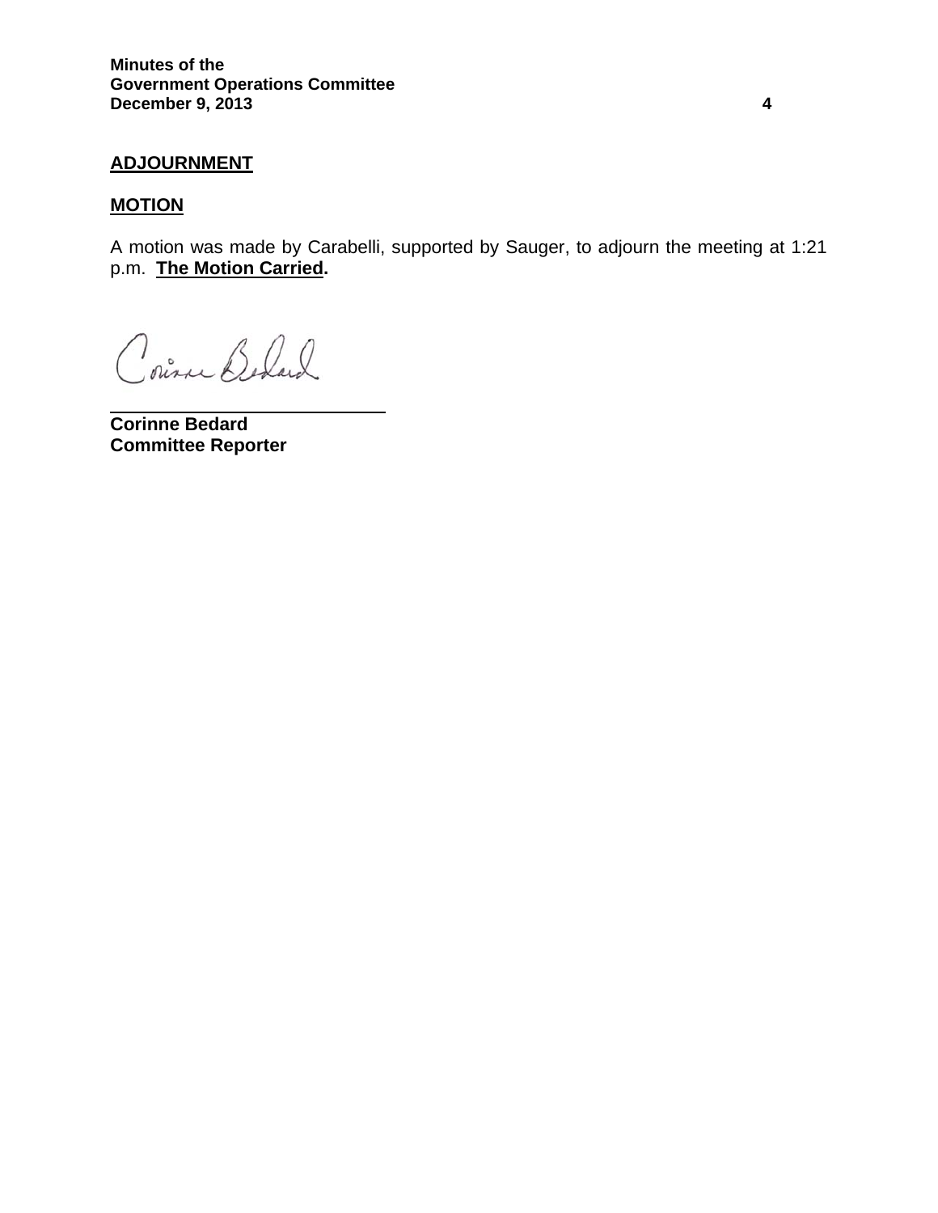**ADJOURNMENT**

**MOTION**

A motion was made by Carabelli, supported by Sauger, to adjourn the meeting at 1:21 p.m. **The Motion Carried.**

**Corinne Bedard**
**Committee Reporter**